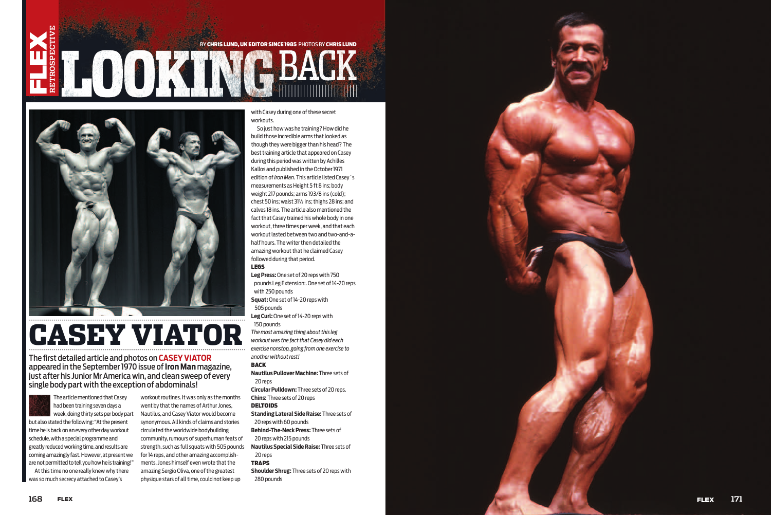FLEX RETROSPECTIVE

BY **CHRIS LUND, UK EDITOR SINCE 1985** PHOTOS BY **CHRIS LUND**

# LOOKING BACK

# CASEY VIATOR

## The first detailed article and photos on CASEY VIATOR appeared in the September 1970 issue of Iron Man magazine, just after his Junior Mr America win, and clean sweep of every single body part with the exception of abdominals!

The article mentioned that Casey had been training seven days a week, doing thirty sets per body part but also stated the following: "At the present time he is back on an every other day workout schedule, with a special programme and greatly reduced working time, and results are coming amazingly fast. However, at present we are not permitted to tell you how he is training!"

At this time no one really knew why there was so much secrecy attached to Casey's workout routines. It was only as the months went by that the names of Arthur Jones, Nautilus, and Casey Viator would become synonymous. All kinds of claims and stories circulated the worldwide bodybuilding community, rumours of superhuman feats of strength, such as full squats with 505 pounds for 14 reps, and other amazing accomplishments. Jones himself even wrote that the amazing Sergio Oliva, one of the greatest physique stars of all time, could not keep up with Casey during one of these secret workouts.

So just how was he training? How did he build those incredible arms that looked as though they were bigger than his head? The best training article that appeared on Casey during this period was written by Achilles Kallos and published in the October 1971 edition of *Iron Man*. This article listed Casey´s measurements as Height 5 ft 8 ins; body weight 217 pounds; arms 19 3/8 ins (cold); chest 50 ins; waist 31½ ins; thighs 28 ins; and calves 18 ins. The article also mentioned the fact that Casey trained his whole body in one workout, three times per week, and that each workout lasted between two and two-and-a-half hours. The writer then detailed the amazing workout that he claimed Casey followed during that period.

**LEGS**

**Leg Press:** One set of 20 reps with 750 pounds Leg Extension:. One set of 14-20 reps with 250 pounds

**Squat:** One set of 14-20 reps with 505 pounds

**Leg Curl:** One set of 14-20 reps with 150 pounds

*The most amazing thing about this leg workout was the fact that Casey did each exercise nonstop, going from one exercise to another without rest!*

**BACK**

**Nautilus Pullover Machine:** Three sets of 20 reps

**Circular Pulldown:** Three sets of 20 reps.

**Chins:** Three sets of 20 reps

**DELTOIDS**

**Standing Lateral Side Raise:** Three sets of 20 reps with 60 pounds

**Behind-The-Neck Press:** Three sets of 20 reps with 215 pounds

**Nautilus Special Side Raise:** Three sets of 20 reps

**TRAPS**

**Shoulder Shrug:** Three sets of 20 reps with 280 pounds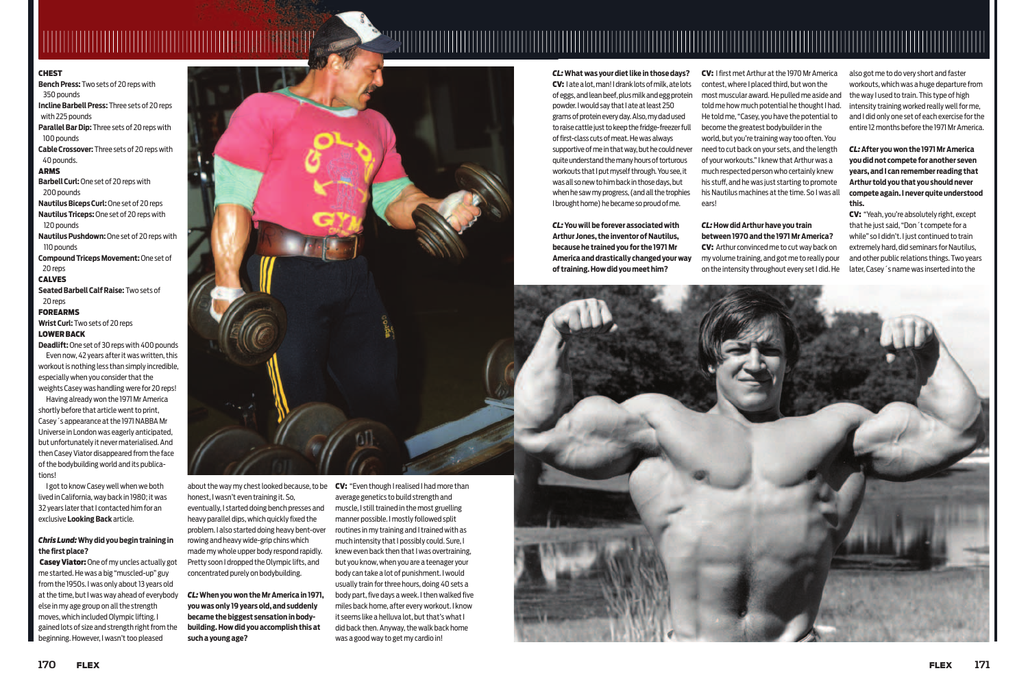**CHEST**

**Bench Press:** Two sets of 20 reps with 350 pounds

**Incline Barbell Press:** Three sets of 20 reps with 225 pounds

**Parallel Bar Dip:** Three sets of 20 reps with 100 pounds

**Cable Crossover:** Three sets of 20 reps with 40 pounds.

**ARMS**

**Barbell Curl:** One set of 20 reps with 200 pounds

**Nautilus Biceps Curl:** One set of 20 reps

**Nautilus Triceps:** One set of 20 reps with 120 pounds

**Nautilus Pushdown:** One set of 20 reps with 110 pounds

**Compound Triceps Movement:** One set of 20 reps

**CALVES**

**Seated Barbell Calf Raise:** Two sets of 20 reps

**FOREARMS**

**Wrist Curl:** Two sets of 20 reps

**LOWER BACK**

**Deadlift:** One set of 30 reps with 400 pounds

Even now, 42 years after it was written, this workout is nothing less than simply incredible, especially when you consider that the weights Casey was handling were for 20 reps!

Having already won the 1971 Mr America shortly before that article went to print, Casey´s appearance at the 1971 NABBA Mr Universe in London was eagerly anticipated, but unfortunately it never materialised. And then Casey Viator disappeared from the face of the bodybuilding world and its publications!

I got to know Casey well when we both lived in California, way back in 1980; it was 32 years later that I contacted him for an exclusive **Looking Back** article.

***Chris Lund:* Why did you begin training in the first place?**

**Casey Viator:** One of my uncles actually got me started. He was a big "muscled-up" guy from the 1950s. I was only about 13 years old at the time, but I was way ahead of everybody else in my age group on all the strength moves, which included Olympic lifting. I gained lots of size and strength right from the beginning. However, I wasn't too pleased about the way my chest looked because, to be honest, I wasn't even training it. So, eventually, I started doing bench presses and heavy parallel dips, which quickly fixed the problem. I also started doing heavy bent-over rowing and heavy wide-grip chins which made my whole upper body respond rapidly. Pretty soon I dropped the Olympic lifts, and concentrated purely on bodybuilding.

***CL:* When you won the Mr America in 1971, you was only 19 years old, and suddenly became the biggest sensation in bodybuilding. How did you accomplish this at such a young age?**

**CV:** "Even though I realised I had more than average genetics to build strength and muscle, I still trained in the most gruelling manner possible. I mostly followed split routines in my training and I trained with as much intensity that I possibly could. Sure, I knew even back then that I was overtraining, but you know, when you are a teenager your body can take a lot of punishment. I would usually train for three hours, doing 40 sets a body part, five days a week. I then walked five miles back home, after every workout. I know it seems like a helluva lot, but that's what I did back then. Anyway, the walk back home was a good way to get my cardio in!

***CL:* What was your diet like in those days?**

**CV:** I ate a lot, man! I drank lots of milk, ate lots of eggs, and lean beef, plus milk and egg protein powder. I would say that I ate at least 250 grams of protein every day. Also, my dad used to raise cattle just to keep the fridge-freezer full of first-class cuts of meat. He was always supportive of me in that way, but he could never quite understand the many hours of torturous workouts that I put myself through. You see, it was all so new to him back in those days, but when he saw my progress, (and all the trophies I brought home) he became so proud of me.

***CL:* You will be forever associated with Arthur Jones, the inventor of Nautilus, because he trained you for the 1971 Mr America and drastically changed your way of training. How did you meet him?**

**CV:** I first met Arthur at the 1970 Mr America contest, where I placed third, but won the most muscular award. He pulled me aside and told me how much potential he thought I had. He told me, "Casey, you have the potential to become the greatest bodybuilder in the world, but you're training way too often. You need to cut back on your sets, and the length of your workouts." I knew that Arthur was a much respected person who certainly knew his stuff, and he was just starting to promote his Nautilus machines at the time. So I was all ears!

***CL:* How did Arthur have you train between 1970 and the 1971 Mr America?**

**CV:** Arthur convinced me to cut way back on my volume training, and got me to really pour on the intensity throughout every set I did. He also got me to do very short and faster workouts, which was a huge departure from the way I used to train. This type of high intensity training worked really well for me, and I did only one set of each exercise for the entire 12 months before the 1971 Mr America.

***CL:* After you won the 1971 Mr America you did not compete for another seven years, and I can remember reading that Arthur told you that you should never compete again. I never quite understood this.**

**CV:** "Yeah, you're absolutely right, except that he just said, "Don´t compete for a while" so I didn't. I just continued to train extremely hard, did seminars for Nautilus, and other public relations things. Two years later, Casey´s name was inserted into the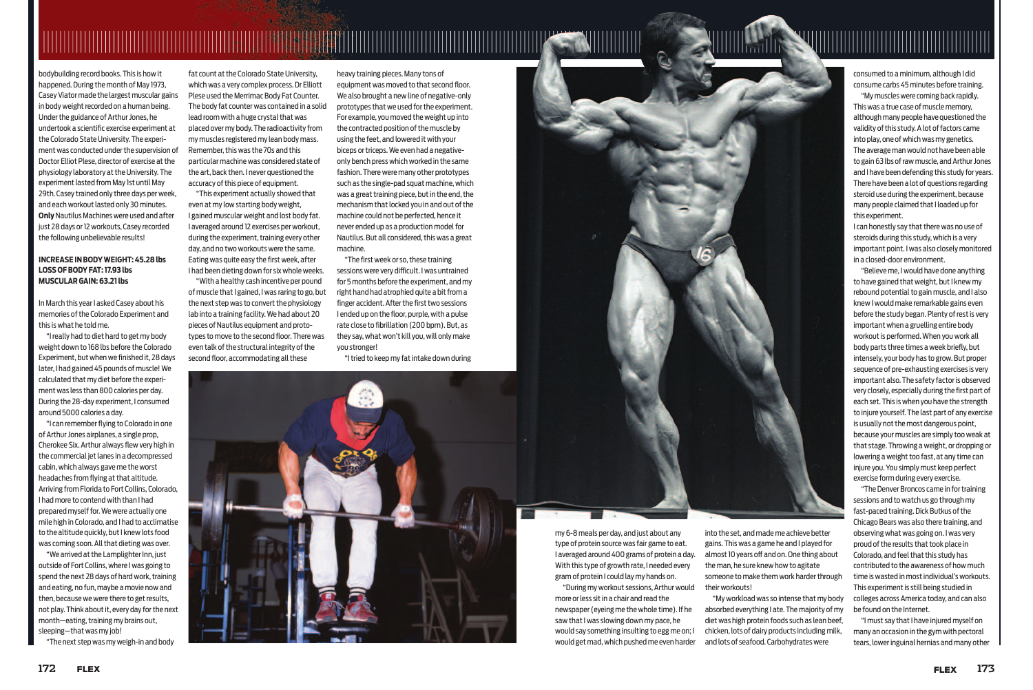bodybuilding record books. This is how it happened. During the month of May 1973, Casey Viator made the largest muscular gains in body weight recorded on a human being. Under the guidance of Arthur Jones, he undertook a scientific exercise experiment at the Colorado State University. The experiment was conducted under the supervision of Doctor Elliot Plese, director of exercise at the physiology laboratory at the University. The experiment lasted from May 1st until May 29th. Casey trained only three days per week, and each workout lasted only 30 minutes. **Only** Nautilus Machines were used and after just 28 days or 12 workouts, Casey recorded the following unbelievable results!

**INCREASE IN BODY WEIGHT: 45.28 lbs**
**LOSS OF BODY FAT: 17.93 lbs**
**MUSCULAR GAIN: 63.21 lbs**

In March this year I asked Casey about his memories of the Colorado Experiment and this is what he told me.

"I really had to diet hard to get my body weight down to 168 lbs before the Colorado Experiment, but when we finished it, 28 days later, I had gained 45 pounds of muscle! We calculated that my diet before the experiment was less than 800 calories per day. During the 28-day experiment, I consumed around 5000 calories a day.

"I can remember flying to Colorado in one of Arthur Jones airplanes, a single prop, Cherokee Six. Arthur always flew very high in the commercial jet lanes in a decompressed cabin, which always gave me the worst headaches from flying at that altitude. Arriving from Florida to Fort Collins, Colorado, I had more to contend with than I had prepared myself for. We were actually one mile high in Colorado, and I had to acclimatise to the altitude quickly, but I knew lots food was coming soon. All that dieting was over.

"We arrived at the Lamplighter Inn, just outside of Fort Collins, where I was going to spend the next 28 days of hard work, training and eating, no fun, maybe a movie now and then, because we were there to get results, not play. Think about it, every day for the next month—eating, training my brains out, sleeping—that was my job!

"The next step was my weigh-in and body fat count at the Colorado State University, which was a very complex process. Dr Elliott Plese used the Merrimac Body Fat Counter. The body fat counter was contained in a solid lead room with a huge crystal that was placed over my body. The radioactivity from my muscles registered my lean body mass. Remember, this was the 70s and this particular machine was considered state of the art, back then. I never questioned the accuracy of this piece of equipment.

"This experiment actually showed that even at my low starting body weight, I gained muscular weight and lost body fat. I averaged around 12 exercises per workout, during the experiment, training every other day, and no two workouts were the same. Eating was quite easy the first week, after I had been dieting down for six whole weeks.

"With a healthy cash incentive per pound of muscle that I gained, I was raring to go, but the next step was to convert the physiology lab into a training facility. We had about 20 pieces of Nautilus equipment and prototypes to move to the second floor. There was even talk of the structural integrity of the second floor, accommodating all these heavy training pieces. Many tons of equipment was moved to that second floor. We also brought a new line of negative-only prototypes that we used for the experiment. For example, you moved the weight up into the contracted position of the muscle by using the feet, and lowered it with your biceps or triceps. We even had a negative-only bench press which worked in the same fashion. There were many other prototypes such as the single-pad squat machine, which was a great training piece, but in the end, the mechanism that locked you in and out of the machine could not be perfected, hence it never ended up as a production model for Nautilus. But all considered, this was a great machine.

"The first week or so, these training sessions were very difficult. I was untrained for 5 months before the experiment, and my right hand had atrophied quite a bit from a finger accident. After the first two sessions I ended up on the floor, purple, with a pulse rate close to fibrillation (200 bpm). But, as they say, what won't kill you, will only make you stronger!

"I tried to keep my fat intake down during my 6-8 meals per day, and just about any type of protein source was fair game to eat. I averaged around 400 grams of protein a day. With this type of growth rate, I needed every gram of protein I could lay my hands on.

"During my workout sessions, Arthur would more or less sit in a chair and read the newspaper (eyeing me the whole time). If he saw that I was slowing down my pace, he would say something insulting to egg me on; I would get mad, which pushed me even harder into the set, and made me achieve better gains. This was a game he and I played for almost 10 years off and on. One thing about the man, he sure knew how to agitate someone to make them work harder through their workouts!

"My workload was so intense that my body absorbed everything I ate. The majority of my diet was high protein foods such as lean beef, chicken, lots of dairy products including milk, and lots of seafood. Carbohydrates were consumed to a minimum, although I did consume carbs 45 minutes before training.

"My muscles were coming back rapidly. This was a true case of muscle memory, although many people have questioned the validity of this study. A lot of factors came into play, one of which was my genetics. The average man would not have been able to gain 63 lbs of raw muscle, and Arthur Jones and I have been defending this study for years. There have been a lot of questions regarding steroid use during the experiment, because many people claimed that I loaded up for this experiment.

I can honestly say that there was no use of steroids during this study, which is a very important point. I was also closely monitored in a closed-door environment.

"Believe me, I would have done anything to have gained that weight, but I knew my rebound potential to gain muscle, and I also knew I would make remarkable gains even before the study began. Plenty of rest is very important when a gruelling entire body workout is performed. When you work all body parts three times a week briefly, but intensely, your body has to grow. But proper sequence of pre-exhausting exercises is very important also. The safety factor is observed very closely, especially during the first part of each set. This is when you have the strength to injure yourself. The last part of any exercise is usually not the most dangerous point, because your muscles are simply too weak at that stage. Throwing a weight, or dropping or lowering a weight too fast, at any time can injure you. You simply must keep perfect exercise form during every exercise.

"The Denver Broncos came in for training sessions and to watch us go through my fast-paced training. Dick Butkus of the Chicago Bears was also there training, and observing what was going on. I was very proud of the results that took place in Colorado, and feel that this study has contributed to the awareness of how much time is wasted in most individual's workouts. This experiment is still being studied in colleges across America today, and can also be found on the Internet.

"I must say that I have injured myself on many an occasion in the gym with pectoral tears, lower inguinal hernias and many other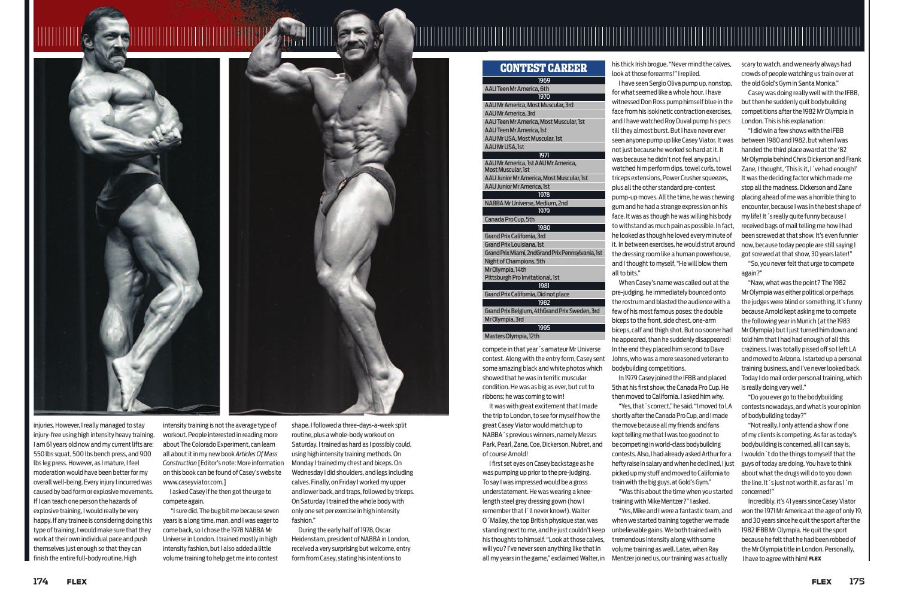injuries. However, I really managed to stay injury-free using high intensity heavy training. I am 61 years old now and my current lifts are: 550 lbs squat, 500 lbs bench press, and 900 lbs leg press. However, as I mature, I feel moderation would have been better for my overall well-being. Every injury I incurred was caused by bad form or explosive movements. If I can teach one person the hazards of explosive training, I would really be very happy. If any trainee is considering doing this type of training, I would make sure that they work at their own individual pace and push themselves just enough so that they can finish the entire full-body routine. High intensity training is not the average type of workout. People interested in reading more about The Colorado Experiment, can learn all about it in my new book *Articles Of Mass Construction* [Editor's note: More information on this book can be found of Casey's website www.caseyviator.com.]

I asked Casey if he then got the urge to compete again.

"I sure did. The bug bit me because seven years is a long time, man, and I was eager to come back, so I chose the 1978 NABBA Mr Universe in London. I trained mostly in high intensity fashion, but I also added a little volume training to help get me into contest shape. I followed a three-days-a-week split routine, plus a whole-body workout on Saturday. I trained as hard as I possibly could, using high intensity training methods. On Monday I trained my chest and biceps. On Wednesday I did shoulders, and legs including calves. Finally, on Friday I worked my upper and lower back, and traps, followed by triceps. On Saturday I trained the whole body with only one set per exercise in high intensity fashion."

During the early half of 1978, Oscar Heidenstam, president of NABBA in London, received a very surprising but welcome, entry form from Casey, stating his intentions to compete in that year´s amateur Mr Universe contest. Along with the entry form, Casey sent some amazing black and white photos which showed that he was in terrific muscular condition. He was as big as ever, but cut to ribbons; he was coming to win!

It was with great excitement that I made the trip to London, to see for myself how the great Casey Viator would match up to NABBA´s previous winners, namely Messrs Park, Pearl, Zane, Coe, Dickerson, Nubret, and of course Arnold!

I first set eyes on Casey backstage as he was pumping up prior to the pre-judging. To say I was impressed would be a gross understatement. He was wearing a knee-length steel grey dressing gown (how I remember that I´ll never know!). Walter O´Malley, the top British physique star, was standing next to me, and he just couldn't keep his thoughts to himself. "Look at those calves, will you? I've never seen anything like that in all my years in the game," exclaimed Walter, in his thick Irish brogue. "Never mind the calves, look at those forearms!" I replied.

I have seen Sergio Oliva pump up, nonstop, for what seemed like a whole hour. I have witnessed Don Ross pump himself blue in the face from his isokinetic contraction exercises, and I have watched Roy Duval pump his pecs till they almost burst. But I have never ever seen anyone pump up like Casey Viator. It was not just because he worked so hard at it. It was because he didn't not feel any pain. I watched him perform dips, towel curls, towel triceps extensions, Power Crusher squeezes, plus all the other standard pre-contest pump-up moves. All the time, he was chewing gum and he had a strange expression on his face. It was as though he was willing his body to withstand as much pain as possible. In fact, he looked as though he loved every minute of it. In between exercises, he would strut around the dressing room like a human powerhouse, and I thought to myself, "He will blow them all to bits."

When Casey's name was called out at the pre-judging, he immediately bounced onto the rostrum and blasted the audience with a few of his most famous poses: the double biceps to the front, side chest, one-arm biceps, calf and thigh shot. But no sooner had he appeared, than he suddenly disappeared! In the end they placed him second to Dave Johns, who was a more seasoned veteran to bodybuilding competitions.

In 1979 Casey joined the IFBB and placed 5th at his first show, the Canada Pro Cup. He then moved to California. I asked him why.

"Yes, that´s correct," he said. "I moved to LA shortly after the Canada Pro Cup, and I made the move because all my friends and fans kept telling me that I was too good not to be competing in world-class bodybuilding contests. Also, I had already asked Arthur for a hefty raise in salary and when he declined, I just picked up my stuff and moved to California to train with the big guys, at Gold's Gym."

"Was this about the time when you started training with Mike Mentzer?" I asked.

"Yes, Mike and I were a fantastic team, and when we started training together we made unbelievable gains. We both trained with tremendous intensity along with some volume training as well. Later, when Ray Mentzer joined us, our training was actually scary to watch, and we nearly always had crowds of people watching us train over at the old Gold's Gym in Santa Monica."

Casey was doing really well with the IFBB, but then he suddenly quit bodybuilding competitions after the 1982 Mr Olympia in London. This is his explanation:

"I did win a few shows with the IFBB between 1980 and 1982, but when I was handed the third place award at the '82 Mr Olympia behind Chris Dickerson and Frank Zane, I thought, 'This is it, I´ve had enough!' It was the deciding factor which made me stop all the madness. Dickerson and Zane placing ahead of me was a horrible thing to encounter, because I was in the best shape of my life! It´s really quite funny because I received bags of mail telling me how I had been screwed at that show. It's even funnier now, because today people are still saying I got screwed at that show, 30 years later!"

"So, you never felt that urge to compete again?"

"Naw, what was the point? The 1982 Mr Olympia was either political or perhaps the judges were blind or something. It's funny because Arnold kept asking me to compete the following year in Munich (at the 1983 Mr Olympia) but I just turned him down and told him that I had had enough of all this craziness. I was totally pissed off so I left LA and moved to Arizona. I started up a personal training business, and I've never looked back. Today I do mail order personal training, which is really doing very well."

"Do you ever go to the bodybuilding contests nowadays, and what is your opinion of bodybuilding today?"

"Not really. I only attend a show if one of my clients is competing. As far as today's bodybuilding is concerned, all I can say is, I wouldn´t do the things to myself that the guys of today are doing. You have to think about what the drugs will do to you down the line. It´s just not worth it, as far as I´m concerned!"

Incredibly, it's 41 years since Casey Viator won the 1971 Mr America at the age of only 19, and 30 years since he quit the sport after the 1982 IFBB Mr Olympia. He quit the sport because he felt that he had been robbed of the Mr Olympia title in London. Personally, I have to agree with him! **FLEX**

## CONTEST CAREER

| |
|---|
| **1969** |
| AAU Teen Mr America, 6th |
| **1970** |
| AAU Mr America, Most Muscular, 3rd |
| AAU Mr America, 3rd |
| AAU Teen Mr America, Most Muscular, 1st |
| AAU Teen Mr America, 1st |
| AAU Mr USA, Most Muscular, 1st |
| AAU Mr USA, 1st |
| **1971** |
| AAU Mr America, 1st AAU Mr America, Most Muscular, 1st |
| AAU Junior Mr America, Most Muscular, 1st |
| AAU Junior Mr America, 1st |
| **1978** |
| NABBA Mr Universe, Medium, 2nd |
| **1979** |
| Canada Pro Cup, 5th |
| **1980** |
| Grand Prix California, 3rd |
| Grand Prix Louisiana, 1st |
| Grand Prix Miami, 2ndGrand Prix Pennsylvania, 1st |
| Night of Champions, 5th |
| Mr Olympia, 14th |
| Pittsburgh Pro Invitational, 1st |
| **1981** |
| Grand Prix California, Did not place |
| **1982** |
| Grand Prix Belgium, 4thGrand Prix Sweden, 3rd |
| Mr Olympia, 3rd |
| **1995** |
| Masters Olympia, 12th |